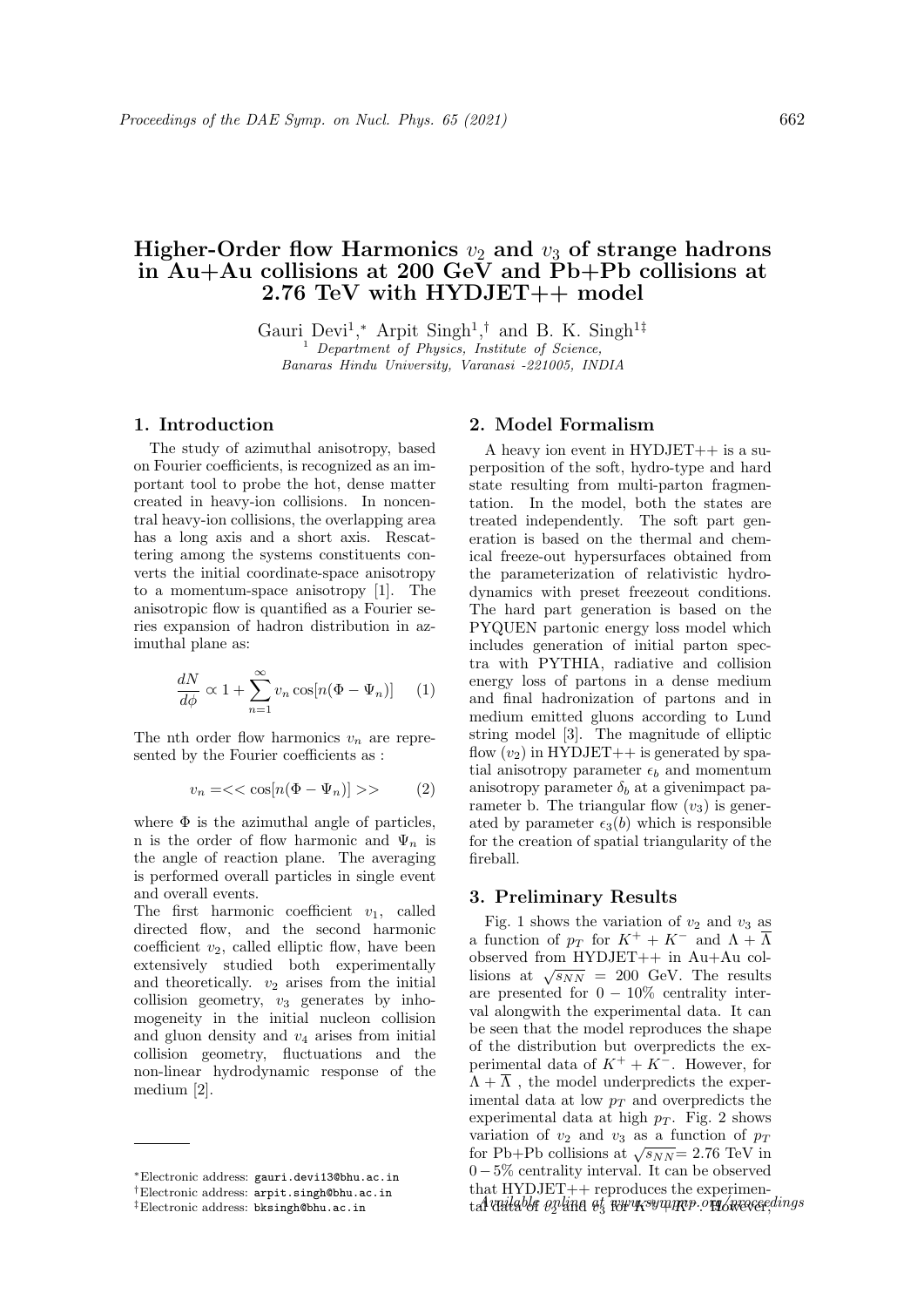# Higher-Order flow Harmonics $v_2$ and $v_3$ of strange hadrons in Au+Au collisions at 200 GeV and Pb+Pb collisions at 2.76 TeV with HYDJET++ model

Gauri Devi[1],* Arpit Singh[1],† and B. K. Singh[1‡]

[1] *Department of Physics, Institute of Science, Banaras Hindu University, Varanasi -221005, INDIA*

## 1. Introduction

The study of azimuthal anisotropy, based on Fourier coefficients, is recognized as an important tool to probe the hot, dense matter created in heavy-ion collisions. In noncentral heavy-ion collisions, the overlapping area has a long axis and a short axis. Rescattering among the systems constituents converts the initial coordinate-space anisotropy to a momentum-space anisotropy [1]. The anisotropic flow is quantified as a Fourier series expansion of hadron distribution in azimuthal plane as:

$$\frac{dN}{d\phi} \propto 1 + \sum_{n=1}^{\infty} v_n \cos[n(\Phi - \Psi_n)] \quad (1)$$

The nth order flow harmonics $v_n$ are represented by the Fourier coefficients as :

$$v_n = << \cos[n(\Phi - \Psi_n)] >> \quad (2)$$

where $\Phi$ is the azimuthal angle of particles, n is the order of flow harmonic and $\Psi_n$ is the angle of reaction plane. The averaging is performed overall particles in single event and overall events.

The first harmonic coefficient $v_1$, called directed flow, and the second harmonic coefficient $v_2$, called elliptic flow, have been extensively studied both experimentally and theoretically. $v_2$ arises from the initial collision geometry, $v_3$ generates by inhomogeneity in the initial nucleon collision and gluon density and $v_4$ arises from initial collision geometry, fluctuations and the non-linear hydrodynamic response of the medium [2].

## 2. Model Formalism

A heavy ion event in HYDJET++ is a superposition of the soft, hydro-type and hard state resulting from multi-parton fragmentation. In the model, both the states are treated independently. The soft part generation is based on the thermal and chemical freeze-out hypersurfaces obtained from the parameterization of relativistic hydrodynamics with preset freezeout conditions. The hard part generation is based on the PYQUEN partonic energy loss model which includes generation of initial parton spectra with PYTHIA, radiative and collision energy loss of partons in a dense medium and final hadronization of partons and in medium emitted gluons according to Lund string model [3]. The magnitude of elliptic flow ($v_2$) in HYDJET++ is generated by spatial anisotropy parameter $\epsilon_b$ and momentum anisotropy parameter $\delta_b$ at a givenimpact parameter b. The triangular flow ($v_3$) is generated by parameter $\epsilon_3(b)$ which is responsible for the creation of spatial triangularity of the fireball.

## 3. Preliminary Results

Fig. 1 shows the variation of $v_2$ and $v_3$ as a function of $p_T$ for $K^+ + K^-$ and $\Lambda + \overline{\Lambda}$ observed from HYDJET++ in Au+Au collisions at $\sqrt{s_{NN}}$ = 200 GeV. The results are presented for $0 - 10\%$ centrality interval alongwith the experimental data. It can be seen that the model reproduces the shape of the distribution but overpredicts the experimental data of $K^+ + K^-$. However, for $\Lambda + \overline{\Lambda}$ , the model underpredicts the experimental data at low $p_T$ and overpredicts the experimental data at high $p_T$. Fig. 2 shows variation of $v_2$ and $v_3$ as a function of $p_T$ for Pb+Pb collisions at $\sqrt{s_{NN}}$= 2.76 TeV in $0-5\%$ centrality interval. It can be observed that HYDJET++ reproduces the experimental data of $v_2$ and $v_3$ for $K^+ + K^-$. However,

*Electronic address: gauri.devi13@bhu.ac.in
†Electronic address: arpit.singh@bhu.ac.in
‡Electronic address: bksingh@bhu.ac.in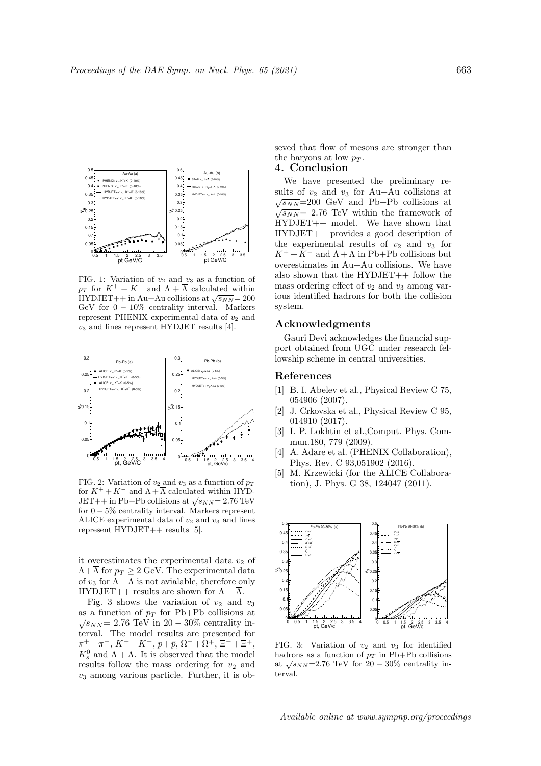Au-Au (a)

0.5
0.45
0.4
0.35
0.3
0.25
0.2
0.15
0.1
0.05
0

PHENIX: $v_2$, $K^+$+$K^-$ (0-10%)
PHENIX: $v_3$, $K^+$+$K^-$ (0-10%)
HYDJET++: $v_2$, $K^+$+$K^-$ (0-10%)
HYDJET++: $v_3$, $K^+$+$K^-$ (0-10%)

0.5 1 1.5 2 2.5 3 3.5
pt GeV/C

Au-Au (b)

STAR: $v_2$, $\Lambda+\overline{\Lambda}$ (0-10%)
HYDJET++: $v_2$, $\Lambda+\overline{\Lambda}$ (0-10%)
HYDJET++: $v_3$, $\Lambda+\overline{\Lambda}$ (0-10%)

pt GeV/C

FIG. 1: Variation of $v_2$ and $v_3$ as a function of $p_T$ for $K^+ + K^-$ and $\Lambda + \overline{\Lambda}$ calculated within HYDJET++ in Au+Au collisions at $\sqrt{s_{NN}}$= 200 GeV for $0 - 10\%$ centrality interval. Markers represent PHENIX experimental data of $v_2$ and $v_3$ and lines represent HYDJET results [4].

Pb-Pb (a)

ALICE: $v_2$, $K^+$+$K^-$ (0-5%)
HYDJET++: $v_2$, $K^+$+$K^-$ (0-5%)
ALICE: $v_3$, $K^+$+$K^-$ (0-5%)
HYDJET++: $v_3$, $K^+$+$K^-$ (0-5%)

pt, GeV/C

Pb-Pb (b)

ALICE: $v_2$, $\Lambda+\overline{\Lambda}$ (0-5%)
HYDJET++: $v_2$, $\Lambda+\overline{\Lambda}$ (0-5%)
HYDJET++: $v_3$, $\Lambda+\overline{\Lambda}$ (0-5%)

pt, GeV/c

FIG. 2: Variation of $v_2$ and $v_3$ as a function of $p_T$ for $K^+ + K^-$ and $\Lambda + \overline{\Lambda}$ calculated within HYDJET++ in Pb+Pb collisions at $\sqrt{s_{NN}}$= 2.76 TeV for $0 - 5\%$ centrality interval. Markers represent ALICE experimental data of $v_2$ and $v_3$ and lines represent HYDJET++ results [5].

it overestimates the experimental data $v_2$ of $\Lambda + \overline{\Lambda}$ for $p_T \geq 2$ GeV. The experimental data of $v_3$ for $\Lambda + \overline{\Lambda}$ is not avialable, therefore only HYDJET++ results are shown for $\Lambda + \overline{\Lambda}$.

Fig. 3 shows the variation of $v_2$ and $v_3$ as a function of $p_T$ for Pb+Pb collisions at $\sqrt{s_{NN}}$= 2.76 TeV in $20 - 30\%$ centrality interval. The model results are presented for $\pi^+ + \pi^-$, $K^+ + K^-$, $p + \bar{p}$, $\Omega^- + \overline{\Omega^+}$, $\Xi^- + \overline{\Xi^+}$, $K_s^0$ and $\Lambda + \overline{\Lambda}$. It is observed that the model results follow the mass ordering for $v_2$ and $v_3$ among various particle. Further, it is obseved that flow of mesons are stronger than the baryons at low $p_T$.

## 4. Conclusion

We have presented the preliminary results of $v_2$ and $v_3$ for Au+Au collisions at $\sqrt{s_{NN}}$=200 GeV and Pb+Pb collisions at $\sqrt{s_{NN}}$= 2.76 TeV within the framework of HYDJET++ model. We have shown that HYDJET++ provides a good description of the experimental results of $v_2$ and $v_3$ for $K^+ + K^-$ and $\Lambda + \overline{\Lambda}$ in Pb+Pb collisions but overestimates in Au+Au collisions. We have also shown that the HYDJET++ follow the mass ordering effect of $v_2$ and $v_3$ among various identified hadrons for both the collision system.

## Acknowledgments

Gauri Devi acknowledges the financial support obtained from UGC under research fellowship scheme in central universities.

## References

[1] B. I. Abelev et al., Physical Review C 75, 054906 (2007).

[2] J. Crkovska et al., Physical Review C 95, 014910 (2017).

[3] I. P. Lokhtin et al.,Comput. Phys. Commun.180, 779 (2009).

[4] A. Adare et al. (PHENIX Collaboration), Phys. Rev. C 93,051902 (2016).

[5] M. Krzewicki (for the ALICE Collaboration), J. Phys. G 38, 124047 (2011).

Pb-Pb 20-30% (a)

$\pi^+$+$\pi^-$
p+$\bar{p}$
$K^+$+$K^-$
$\Omega^-$+$\overline{\Omega^+}$
$\Xi^-$+$\overline{\Xi^+}$
$K_s^0$
$\Lambda$+$\overline{\Lambda}$

pt, GeV/c

Pb-Pb 20-30% (b)

pt, GeV/c

FIG. 3: Variation of $v_2$ and $v_3$ for identified hadrons as a function of $p_T$ in Pb+Pb collisions at $\sqrt{s_{NN}}$=2.76 TeV for $20 - 30\%$ centrality interval.